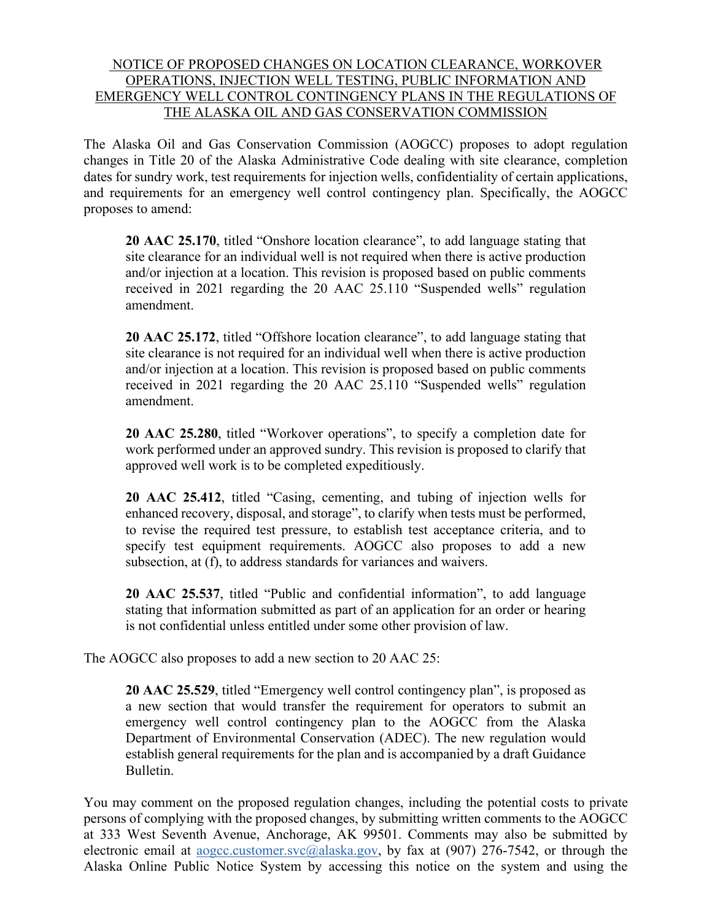# NOTICE OF PROPOSED CHANGES ON LOCATION CLEARANCE, WORKOVER OPERATIONS, INJECTION WELL TESTING, PUBLIC INFORMATION AND EMERGENCY WELL CONTROL CONTINGENCY PLANS IN THE REGULATIONS OF THE ALASKA OIL AND GAS CONSERVATION COMMISSION

The Alaska Oil and Gas Conservation Commission (AOGCC) proposes to adopt regulation changes in Title 20 of the Alaska Administrative Code dealing with site clearance, completion dates for sundry work, test requirements for injection wells, confidentiality of certain applications, and requirements for an emergency well control contingency plan. Specifically, the AOGCC proposes to amend:

> **20 AAC 25.170**, titled "Onshore location clearance", to add language stating that site clearance for an individual well is not required when there is active production and/or injection at a location. This revision is proposed based on public comments received in 2021 regarding the 20 AAC 25.110 "Suspended wells" regulation amendment.
>
> **20 AAC 25.172**, titled "Offshore location clearance", to add language stating that site clearance is not required for an individual well when there is active production and/or injection at a location. This revision is proposed based on public comments received in 2021 regarding the 20 AAC 25.110 "Suspended wells" regulation amendment.
>
> **20 AAC 25.280**, titled "Workover operations", to specify a completion date for work performed under an approved sundry. This revision is proposed to clarify that approved well work is to be completed expeditiously.
>
> **20 AAC 25.412**, titled "Casing, cementing, and tubing of injection wells for enhanced recovery, disposal, and storage", to clarify when tests must be performed, to revise the required test pressure, to establish test acceptance criteria, and to specify test equipment requirements. AOGCC also proposes to add a new subsection, at (f), to address standards for variances and waivers.
>
> **20 AAC 25.537**, titled "Public and confidential information", to add language stating that information submitted as part of an application for an order or hearing is not confidential unless entitled under some other provision of law.

The AOGCC also proposes to add a new section to 20 AAC 25:

> **20 AAC 25.529**, titled "Emergency well control contingency plan", is proposed as a new section that would transfer the requirement for operators to submit an emergency well control contingency plan to the AOGCC from the Alaska Department of Environmental Conservation (ADEC). The new regulation would establish general requirements for the plan and is accompanied by a draft Guidance Bulletin.

You may comment on the proposed regulation changes, including the potential costs to private persons of complying with the proposed changes, by submitting written comments to the AOGCC at 333 West Seventh Avenue, Anchorage, AK 99501. Comments may also be submitted by electronic email at aogcc.customer.svc@alaska.gov, by fax at (907) 276-7542, or through the Alaska Online Public Notice System by accessing this notice on the system and using the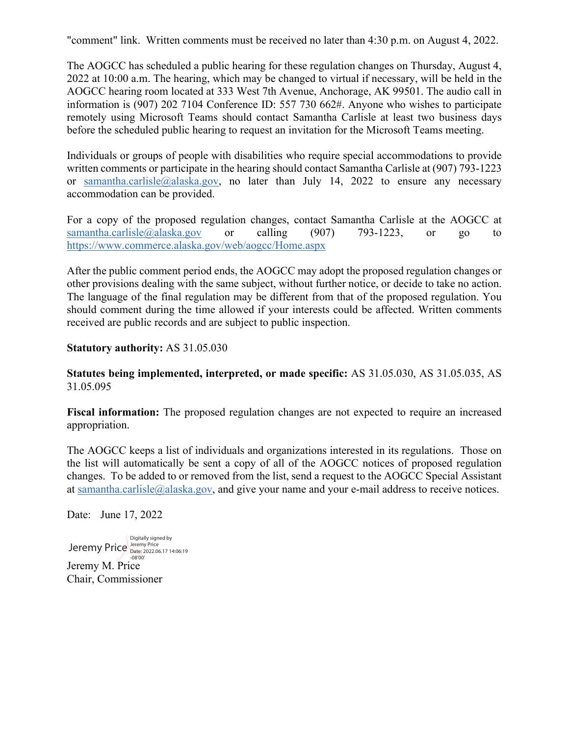"comment" link. Written comments must be received no later than 4:30 p.m. on August 4, 2022.

The AOGCC has scheduled a public hearing for these regulation changes on Thursday, August 4, 2022 at 10:00 a.m. The hearing, which may be changed to virtual if necessary, will be held in the AOGCC hearing room located at 333 West 7th Avenue, Anchorage, AK 99501. The audio call in information is (907) 202 7104 Conference ID: 557 730 662#. Anyone who wishes to participate remotely using Microsoft Teams should contact Samantha Carlisle at least two business days before the scheduled public hearing to request an invitation for the Microsoft Teams meeting.

Individuals or groups of people with disabilities who require special accommodations to provide written comments or participate in the hearing should contact Samantha Carlisle at (907) 793-1223 or samantha.carlisle@alaska.gov, no later than July 14, 2022 to ensure any necessary accommodation can be provided.

For a copy of the proposed regulation changes, contact Samantha Carlisle at the AOGCC at samantha.carlisle@alaska.gov or calling (907) 793-1223, or go to https://www.commerce.alaska.gov/web/aogcc/Home.aspx

After the public comment period ends, the AOGCC may adopt the proposed regulation changes or other provisions dealing with the same subject, without further notice, or decide to take no action. The language of the final regulation may be different from that of the proposed regulation. You should comment during the time allowed if your interests could be affected. Written comments received are public records and are subject to public inspection.

**Statutory authority:** AS 31.05.030

**Statutes being implemented, interpreted, or made specific:** AS 31.05.030, AS 31.05.035, AS 31.05.095

**Fiscal information:** The proposed regulation changes are not expected to require an increased appropriation.

The AOGCC keeps a list of individuals and organizations interested in its regulations. Those on the list will automatically be sent a copy of all of the AOGCC notices of proposed regulation changes. To be added to or removed from the list, send a request to the AOGCC Special Assistant at samantha.carlisle@alaska.gov, and give your name and your e-mail address to receive notices.

Date: June 17, 2022

Jeremy Price Digitally signed by Jeremy Price Date: 2022.06.17 14:06:19 -08'00'

Jeremy M. Price
Chair, Commissioner